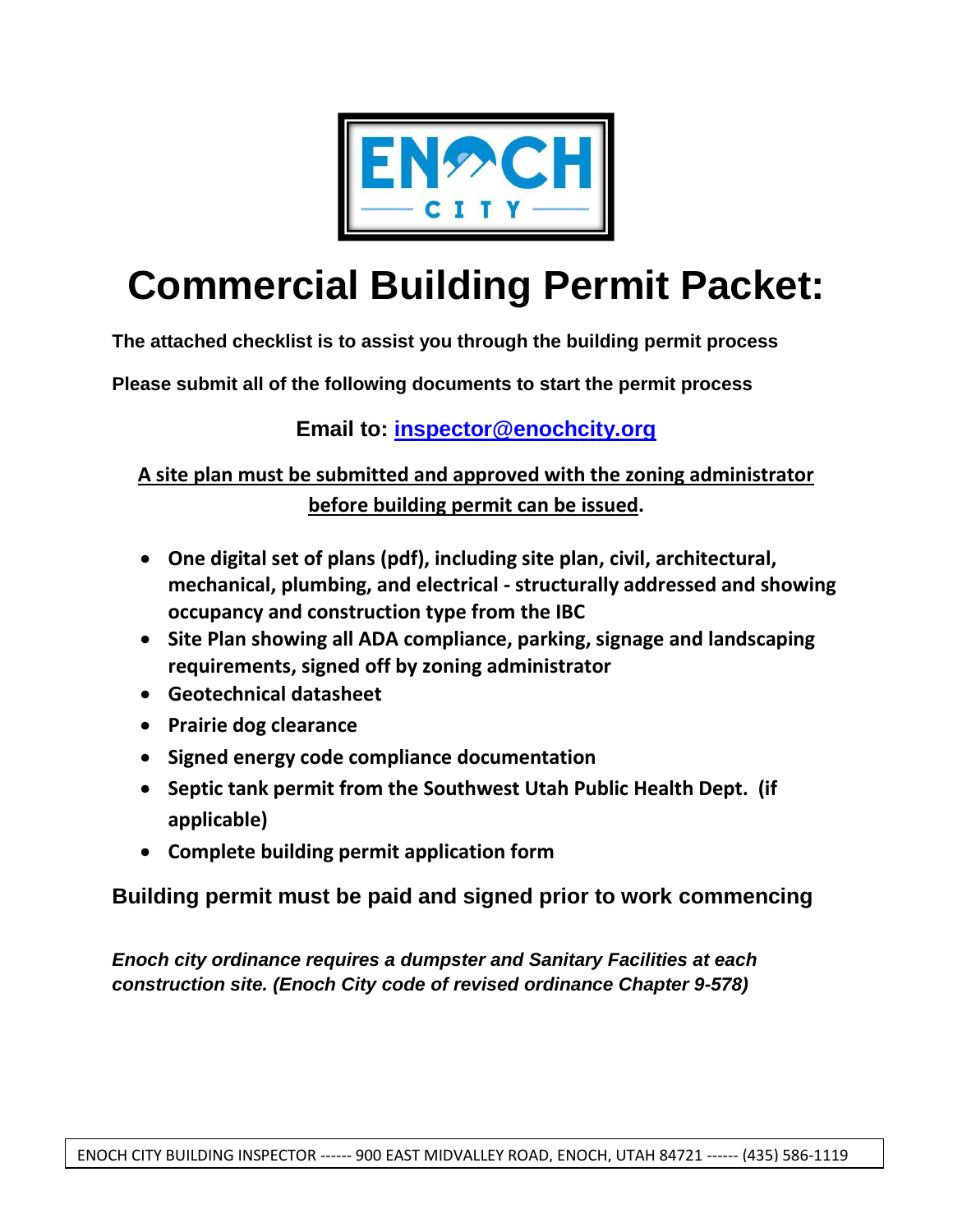ENOCH CITY

# Commercial Building Permit Packet:

**The attached checklist is to assist you through the building permit process**

**Please submit all of the following documents to start the permit process**

**Email to: inspector@enochcity.org**

**A site plan must be submitted and approved with the zoning administrator before building permit can be issued.**

- **One digital set of plans (pdf), including site plan, civil, architectural, mechanical, plumbing, and electrical - structurally addressed and showing occupancy and construction type from the IBC**
- **Site Plan showing all ADA compliance, parking, signage and landscaping requirements, signed off by zoning administrator**
- **Geotechnical datasheet**
- **Prairie dog clearance**
- **Signed energy code compliance documentation**
- **Septic tank permit from the Southwest Utah Public Health Dept. (if applicable)**
- **Complete building permit application form**

**Building permit must be paid and signed prior to work commencing**

***Enoch city ordinance requires a dumpster and Sanitary Facilities at each construction site. (Enoch City code of revised ordinance Chapter 9-578)***

ENOCH CITY BUILDING INSPECTOR ------ 900 EAST MIDVALLEY ROAD, ENOCH, UTAH 84721 ------ (435) 586-1119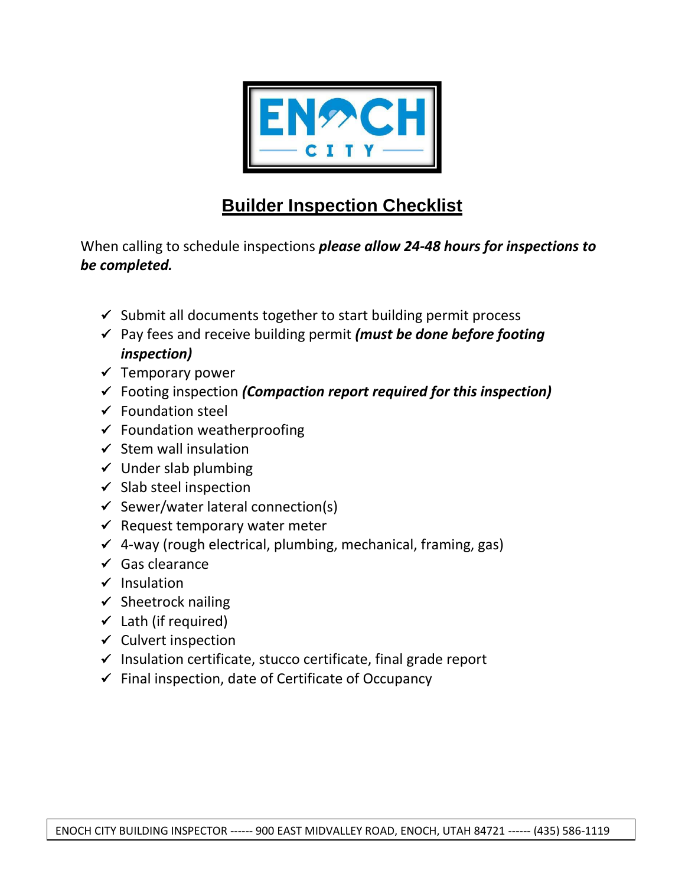ENOCH CITY

# Builder Inspection Checklist

When calling to schedule inspections ***please allow 24-48 hours for inspections to be completed.***

- ✓ Submit all documents together to start building permit process
- ✓ Pay fees and receive building permit ***(must be done before footing inspection)***
- ✓ Temporary power
- ✓ Footing inspection ***(Compaction report required for this inspection)***
- ✓ Foundation steel
- ✓ Foundation weatherproofing
- ✓ Stem wall insulation
- ✓ Under slab plumbing
- ✓ Slab steel inspection
- ✓ Sewer/water lateral connection(s)
- ✓ Request temporary water meter
- ✓ 4-way (rough electrical, plumbing, mechanical, framing, gas)
- ✓ Gas clearance
- ✓ Insulation
- ✓ Sheetrock nailing
- ✓ Lath (if required)
- ✓ Culvert inspection
- ✓ Insulation certificate, stucco certificate, final grade report
- ✓ Final inspection, date of Certificate of Occupancy

ENOCH CITY BUILDING INSPECTOR ------ 900 EAST MIDVALLEY ROAD, ENOCH, UTAH 84721 ------ (435) 586-1119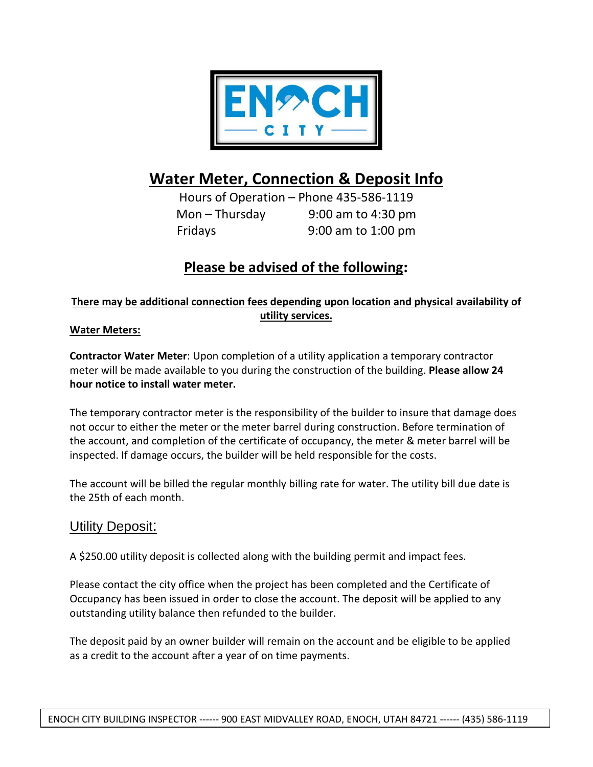# Water Meter, Connection & Deposit Info

Hours of Operation – Phone 435-586-1119

| | |
|---|---|
| Mon – Thursday | 9:00 am to 4:30 pm |
| Fridays | 9:00 am to 1:00 pm |

## Please be advised of the following:

**There may be additional connection fees depending upon location and physical availability of utility services.**

**Water Meters:**

**Contractor Water Meter**: Upon completion of a utility application a temporary contractor meter will be made available to you during the construction of the building. **Please allow 24 hour notice to install water meter.**

The temporary contractor meter is the responsibility of the builder to insure that damage does not occur to either the meter or the meter barrel during construction. Before termination of the account, and completion of the certificate of occupancy, the meter & meter barrel will be inspected. If damage occurs, the builder will be held responsible for the costs.

The account will be billed the regular monthly billing rate for water. The utility bill due date is the 25th of each month.

### Utility Deposit:

A $250.00 utility deposit is collected along with the building permit and impact fees.

Please contact the city office when the project has been completed and the Certificate of Occupancy has been issued in order to close the account. The deposit will be applied to any outstanding utility balance then refunded to the builder.

The deposit paid by an owner builder will remain on the account and be eligible to be applied as a credit to the account after a year of on time payments.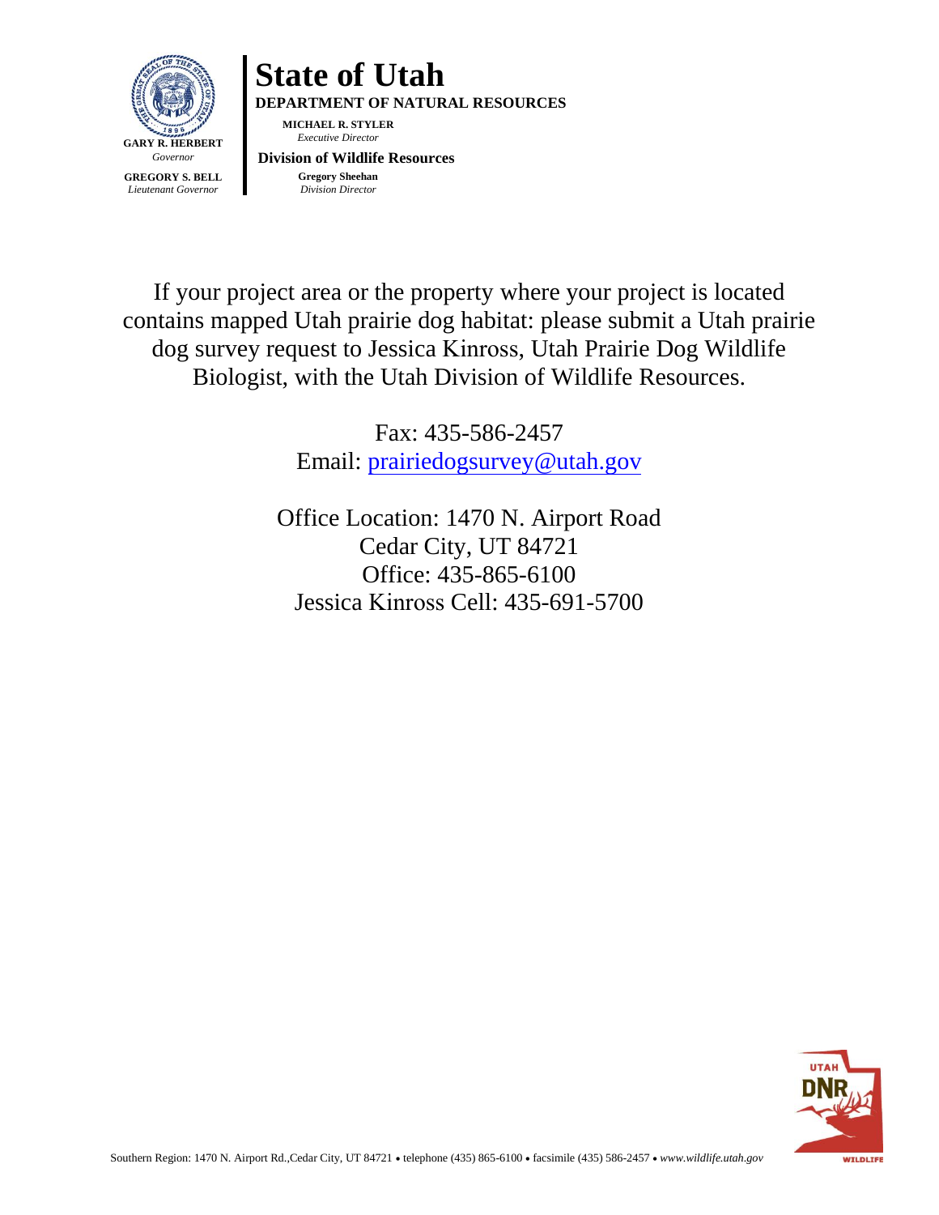**GARY R. HERBERT**
*Governor*

**GREGORY S. BELL**
*Lieutenant Governor*

# State of Utah

**DEPARTMENT OF NATURAL RESOURCES**

**MICHAEL R. STYLER**
*Executive Director*

**Division of Wildlife Resources**

**Gregory Sheehan**
*Division Director*

If your project area or the property where your project is located contains mapped Utah prairie dog habitat: please submit a Utah prairie dog survey request to Jessica Kinross, Utah Prairie Dog Wildlife Biologist, with the Utah Division of Wildlife Resources.

Fax: 435-586-2457
Email: prairiedogsurvey@utah.gov

Office Location: 1470 N. Airport Road
Cedar City, UT 84721
Office: 435-865-6100
Jessica Kinross Cell: 435-691-5700

Southern Region: 1470 N. Airport Rd.,Cedar City, UT 84721 • telephone (435) 865-6100 • facsimile (435) 586-2457 • *www.wildlife.utah.gov*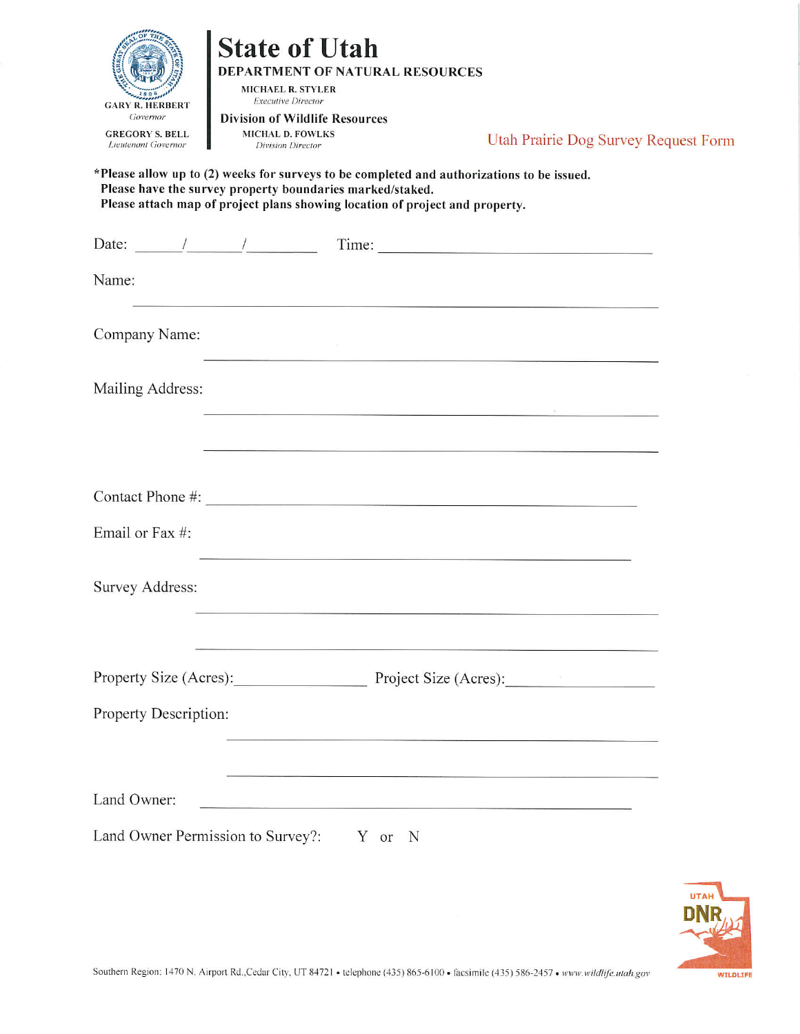**State of Utah**

**DEPARTMENT OF NATURAL RESOURCES**

GARY R. HERBERT
*Governor*

GREGORY S. BELL
*Lieutenant Governor*

MICHAEL R. STYLER
*Executive Director*

**Division of Wildlife Resources**

MICHAL D. FOWLKS
*Division Director*

## Utah Prairie Dog Survey Request Form

**\*Please allow up to (2) weeks for surveys to be completed and authorizations to be issued.**
**Please have the survey property boundaries marked/staked.**
**Please attach map of project plans showing location of project and property.**

Date: ______/______/________ Time: ______________________________

Name: ____________________________________________

Company Name: ____________________________________________

Mailing Address: ____________________________________________

____________________________________________

Contact Phone #: ____________________________________________

Email or Fax #: ____________________________________________

Survey Address: ____________________________________________

____________________________________________

Property Size (Acres): ________________ Project Size (Acres): ________________

Property Description: ____________________________________________

____________________________________________

Land Owner: ____________________________________________

Land Owner Permission to Survey?: Y or N

Southern Region: 1470 N. Airport Rd., Cedar City, UT 84721 • telephone (435) 865-6100 • facsimile (435) 586-2457 • *www.wildlife.utah.gov*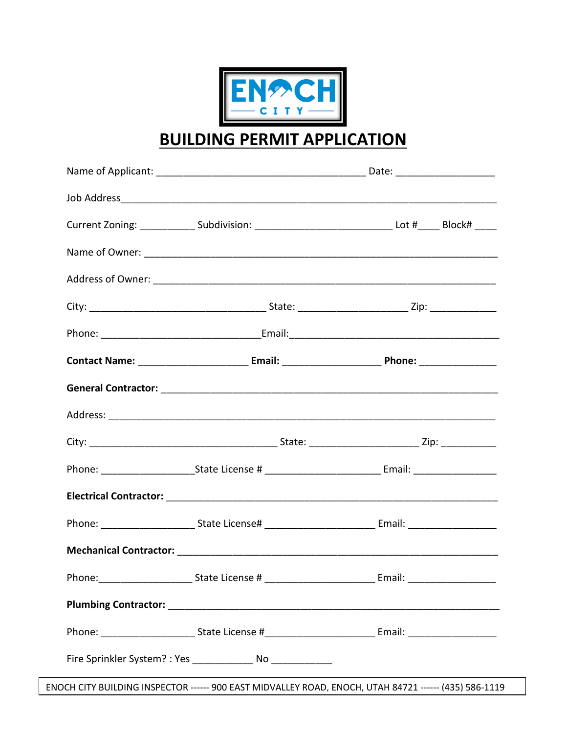ENOCH CITY

# BUILDING PERMIT APPLICATION

Name of Applicant: ______________________________________ Date: __________________

Job Address______________________________________________________________________

Current Zoning: __________ Subdivision: _________________________ Lot #____ Block# ____

Name of Owner: _________________________________________________________________

Address of Owner: _______________________________________________________________

City: ________________________________ State: ____________________ Zip: ____________

Phone: _____________________________Email:_____________________________________

**Contact Name:** ____________________ **Email:** __________________ **Phone:** ______________

**General Contractor:** ____________________________________________________________

Address: _______________________________________________________________________

City: __________________________________ State: ____________________ Zip: __________

Phone: _________________State License # ____________________ Email: _______________

**Electrical Contractor:** ___________________________________________________________

Phone: _________________ State License# ____________________ Email: ________________

**Mechanical Contractor:** _________________________________________________________

Phone:_________________ State License # ____________________ Email: ________________

**Plumbing Contractor:** ___________________________________________________________

Phone: _________________ State License #____________________ Email: ________________

Fire Sprinkler System? : Yes ___________ No ___________

ENOCH CITY BUILDING INSPECTOR ------ 900 EAST MIDVALLEY ROAD, ENOCH, UTAH 84721 ------ (435) 586-1119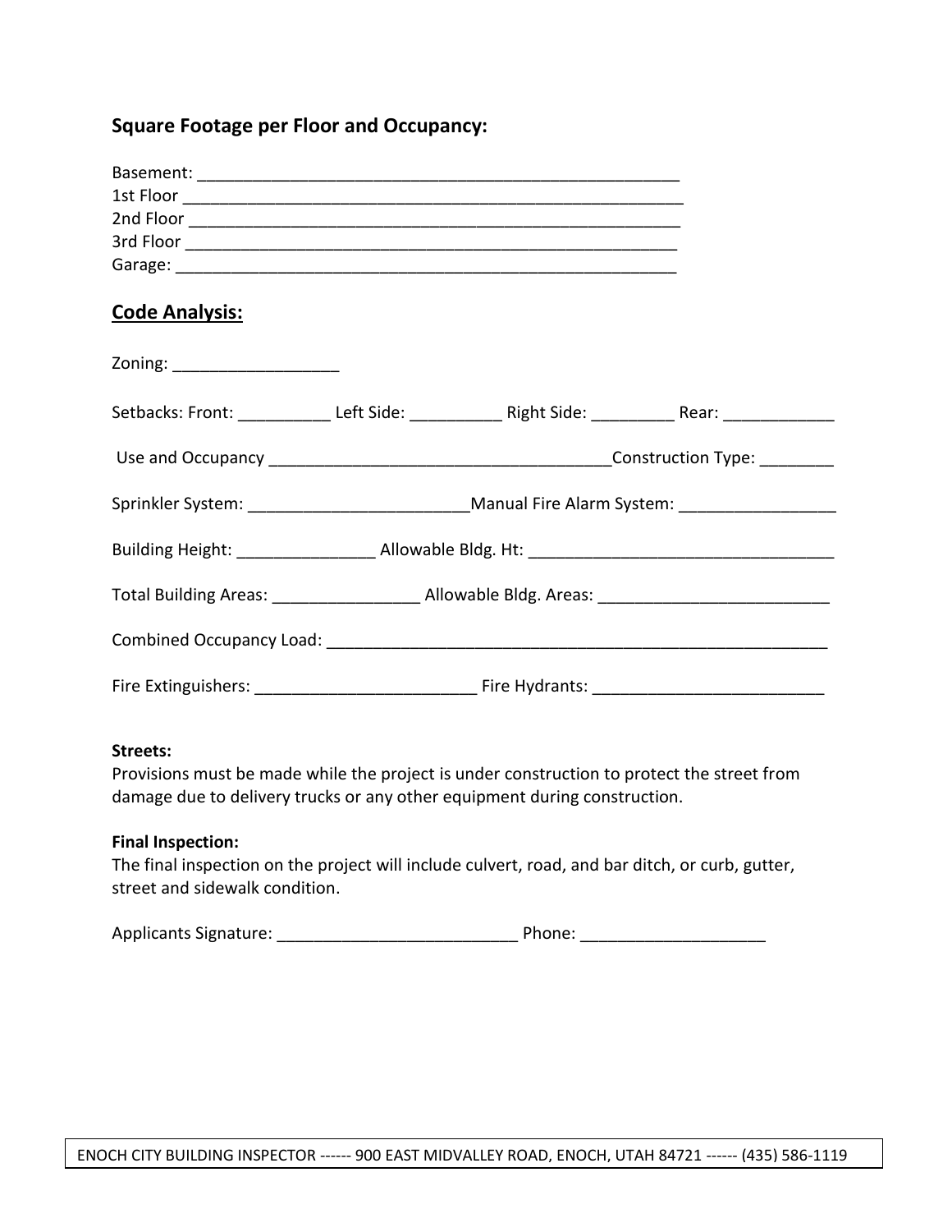## Square Footage per Floor and Occupancy:

Basement: ____________________________________________________
1st Floor ______________________________________________________
2nd Floor _____________________________________________________
3rd Floor _____________________________________________________
Garage: _______________________________________________________

## Code Analysis:

Zoning: __________________

Setbacks: Front: __________ Left Side: __________ Right Side: _________ Rear: ____________

Use and Occupancy _____________________________________Construction Type: ________

Sprinkler System: ________________________Manual Fire Alarm System: _________________

Building Height: _______________ Allowable Bldg. Ht: _________________________________

Total Building Areas: ________________ Allowable Bldg. Areas: _________________________

Combined Occupancy Load: _______________________________________________________

Fire Extinguishers: ________________________ Fire Hydrants: _________________________

**Streets:**
Provisions must be made while the project is under construction to protect the street from damage due to delivery trucks or any other equipment during construction.

**Final Inspection:**
The final inspection on the project will include culvert, road, and bar ditch, or curb, gutter, street and sidewalk condition.

Applicants Signature: __________________________ Phone: ___________________

ENOCH CITY BUILDING INSPECTOR ------ 900 EAST MIDVALLEY ROAD, ENOCH, UTAH 84721 ------ (435) 586-1119